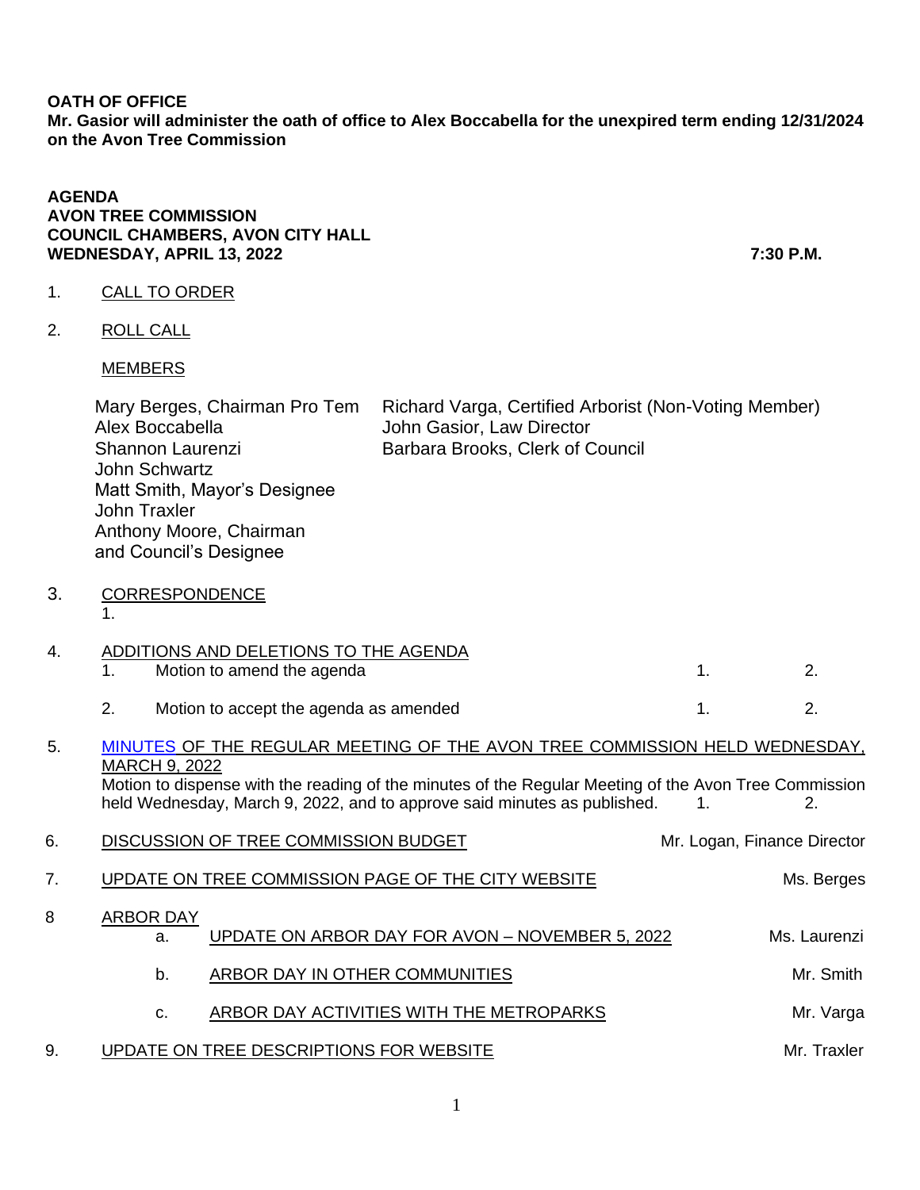**OATH OF OFFICE**
**Mr. Gasior will administer the oath of office to Alex Boccabella for the unexpired term ending 12/31/2024 on the Avon Tree Commission**

**AGENDA**
**AVON TREE COMMISSION**
**COUNCIL CHAMBERS, AVON CITY HALL**
**WEDNESDAY, APRIL 13, 2022 7:30 P.M.**

1. CALL TO ORDER

2. ROLL CALL

   MEMBERS

   | | |
   |---|---|
   | Mary Berges, Chairman Pro Tem | Richard Varga, Certified Arborist (Non-Voting Member) |
   | Alex Boccabella | John Gasior, Law Director |
   | Shannon Laurenzi | Barbara Brooks, Clerk of Council |
   | John Schwartz | |
   | Matt Smith, Mayor's Designee | |
   | John Traxler | |
   | Anthony Moore, Chairman and Council's Designee | |

3. CORRESPONDENCE
   1.

4. ADDITIONS AND DELETIONS TO THE AGENDA
   1. Motion to amend the agenda 1. 2.
   2. Motion to accept the agenda as amended 1. 2.

5. MINUTES OF THE REGULAR MEETING OF THE AVON TREE COMMISSION HELD WEDNESDAY, MARCH 9, 2022
   Motion to dispense with the reading of the minutes of the Regular Meeting of the Avon Tree Commission held Wednesday, March 9, 2022, and to approve said minutes as published. 1. 2.

6. DISCUSSION OF TREE COMMISSION BUDGET — Mr. Logan, Finance Director

7. UPDATE ON TREE COMMISSION PAGE OF THE CITY WEBSITE — Ms. Berges

8. ARBOR DAY
   a. UPDATE ON ARBOR DAY FOR AVON – NOVEMBER 5, 2022 — Ms. Laurenzi
   b. ARBOR DAY IN OTHER COMMUNITIES — Mr. Smith
   c. ARBOR DAY ACTIVITIES WITH THE METROPARKS — Mr. Varga

9. UPDATE ON TREE DESCRIPTIONS FOR WEBSITE — Mr. Traxler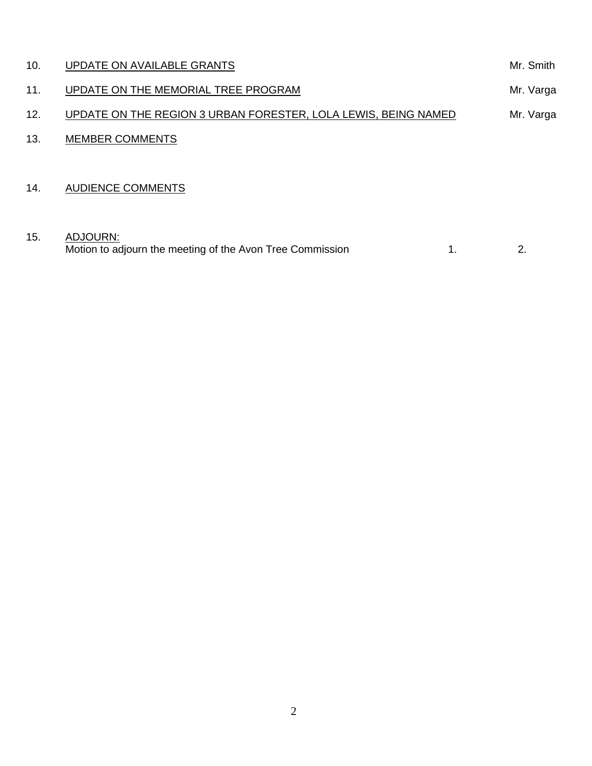10. UPDATE ON AVAILABLE GRANTS — Mr. Smith

11. UPDATE ON THE MEMORIAL TREE PROGRAM — Mr. Varga

12. UPDATE ON THE REGION 3 URBAN FORESTER, LOLA LEWIS, BEING NAMED — Mr. Varga

13. MEMBER COMMENTS

14. AUDIENCE COMMENTS

15. ADJOURN:
    Motion to adjourn the meeting of the Avon Tree Commission 1. 2.